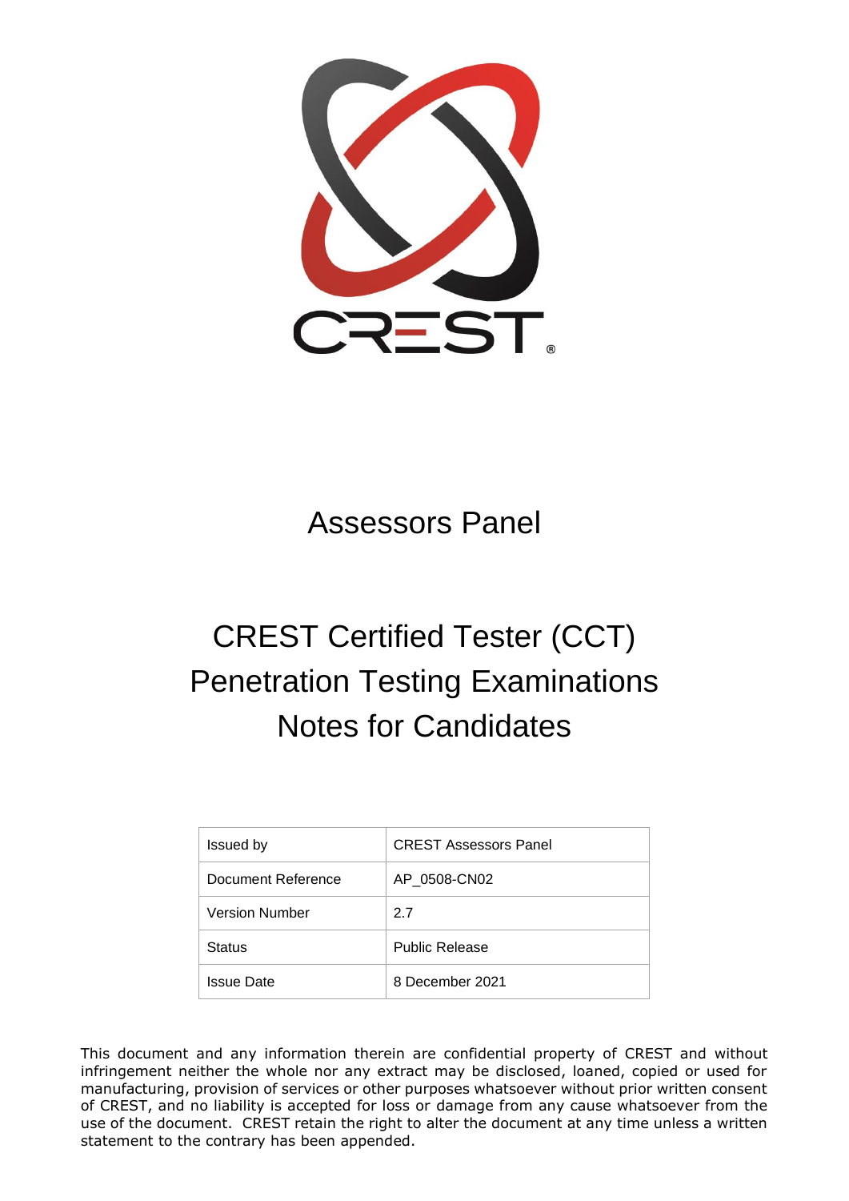# Assessors Panel

# CREST Certified Tester (CCT) Penetration Testing Examinations Notes for Candidates

| Issued by | CREST Assessors Panel |
|---|---|
| Document Reference | AP_0508-CN02 |
| Version Number | 2.7 |
| Status | Public Release |
| Issue Date | 8 December 2021 |

This document and any information therein are confidential property of CREST and without infringement neither the whole nor any extract may be disclosed, loaned, copied or used for manufacturing, provision of services or other purposes whatsoever without prior written consent of CREST, and no liability is accepted for loss or damage from any cause whatsoever from the use of the document. CREST retain the right to alter the document at any time unless a written statement to the contrary has been appended.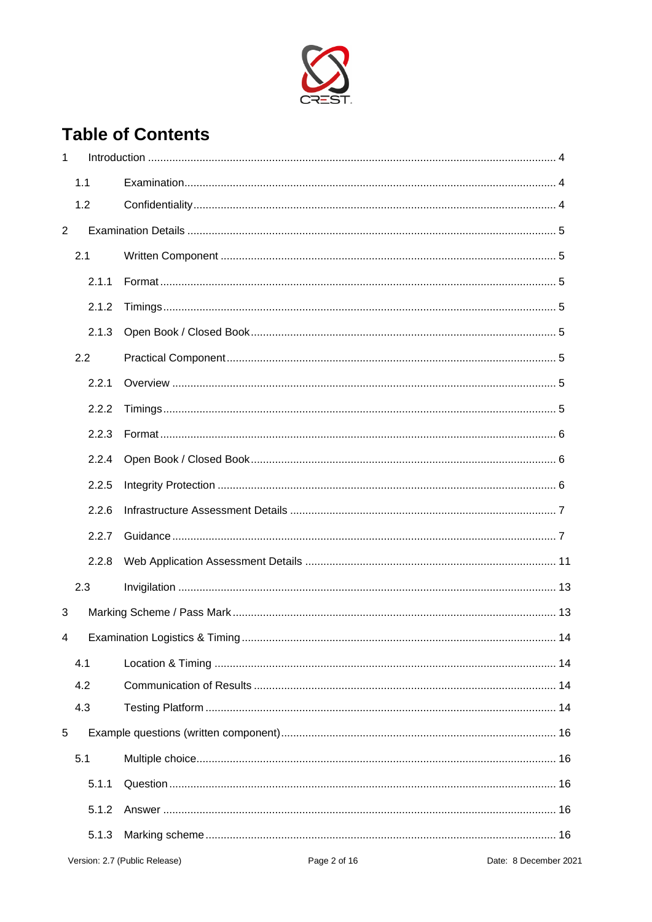# Table of Contents

1 Introduction ..... 4

- 1.1 Examination ..... 4
- 1.2 Confidentiality ..... 4

2 Examination Details ..... 5

- 2.1 Written Component ..... 5
  - 2.1.1 Format ..... 5
  - 2.1.2 Timings ..... 5
  - 2.1.3 Open Book / Closed Book ..... 5
- 2.2 Practical Component ..... 5
  - 2.2.1 Overview ..... 5
  - 2.2.2 Timings ..... 5
  - 2.2.3 Format ..... 6
  - 2.2.4 Open Book / Closed Book ..... 6
  - 2.2.5 Integrity Protection ..... 6
  - 2.2.6 Infrastructure Assessment Details ..... 7
  - 2.2.7 Guidance ..... 7
  - 2.2.8 Web Application Assessment Details ..... 11
- 2.3 Invigilation ..... 13

3 Marking Scheme / Pass Mark ..... 13

4 Examination Logistics & Timing ..... 14

- 4.1 Location & Timing ..... 14
- 4.2 Communication of Results ..... 14
- 4.3 Testing Platform ..... 14

5 Example questions (written component) ..... 16

- 5.1 Multiple choice ..... 16
  - 5.1.1 Question ..... 16
  - 5.1.2 Answer ..... 16
  - 5.1.3 Marking scheme ..... 16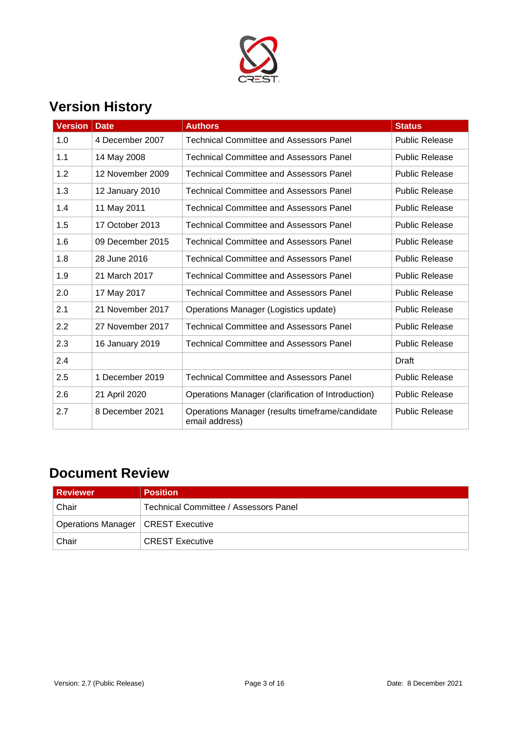# Version History

| Version | Date | Authors | Status |
|---|---|---|---|
| 1.0 | 4 December 2007 | Technical Committee and Assessors Panel | Public Release |
| 1.1 | 14 May 2008 | Technical Committee and Assessors Panel | Public Release |
| 1.2 | 12 November 2009 | Technical Committee and Assessors Panel | Public Release |
| 1.3 | 12 January 2010 | Technical Committee and Assessors Panel | Public Release |
| 1.4 | 11 May 2011 | Technical Committee and Assessors Panel | Public Release |
| 1.5 | 17 October 2013 | Technical Committee and Assessors Panel | Public Release |
| 1.6 | 09 December 2015 | Technical Committee and Assessors Panel | Public Release |
| 1.8 | 28 June 2016 | Technical Committee and Assessors Panel | Public Release |
| 1.9 | 21 March 2017 | Technical Committee and Assessors Panel | Public Release |
| 2.0 | 17 May 2017 | Technical Committee and Assessors Panel | Public Release |
| 2.1 | 21 November 2017 | Operations Manager (Logistics update) | Public Release |
| 2.2 | 27 November 2017 | Technical Committee and Assessors Panel | Public Release |
| 2.3 | 16 January 2019 | Technical Committee and Assessors Panel | Public Release |
| 2.4 | | | Draft |
| 2.5 | 1 December 2019 | Technical Committee and Assessors Panel | Public Release |
| 2.6 | 21 April 2020 | Operations Manager (clarification of Introduction) | Public Release |
| 2.7 | 8 December 2021 | Operations Manager (results timeframe/candidate email address) | Public Release |

# Document Review

| Reviewer | Position |
|---|---|
| Chair | Technical Committee / Assessors Panel |
| Operations Manager | CREST Executive |
| Chair | CREST Executive |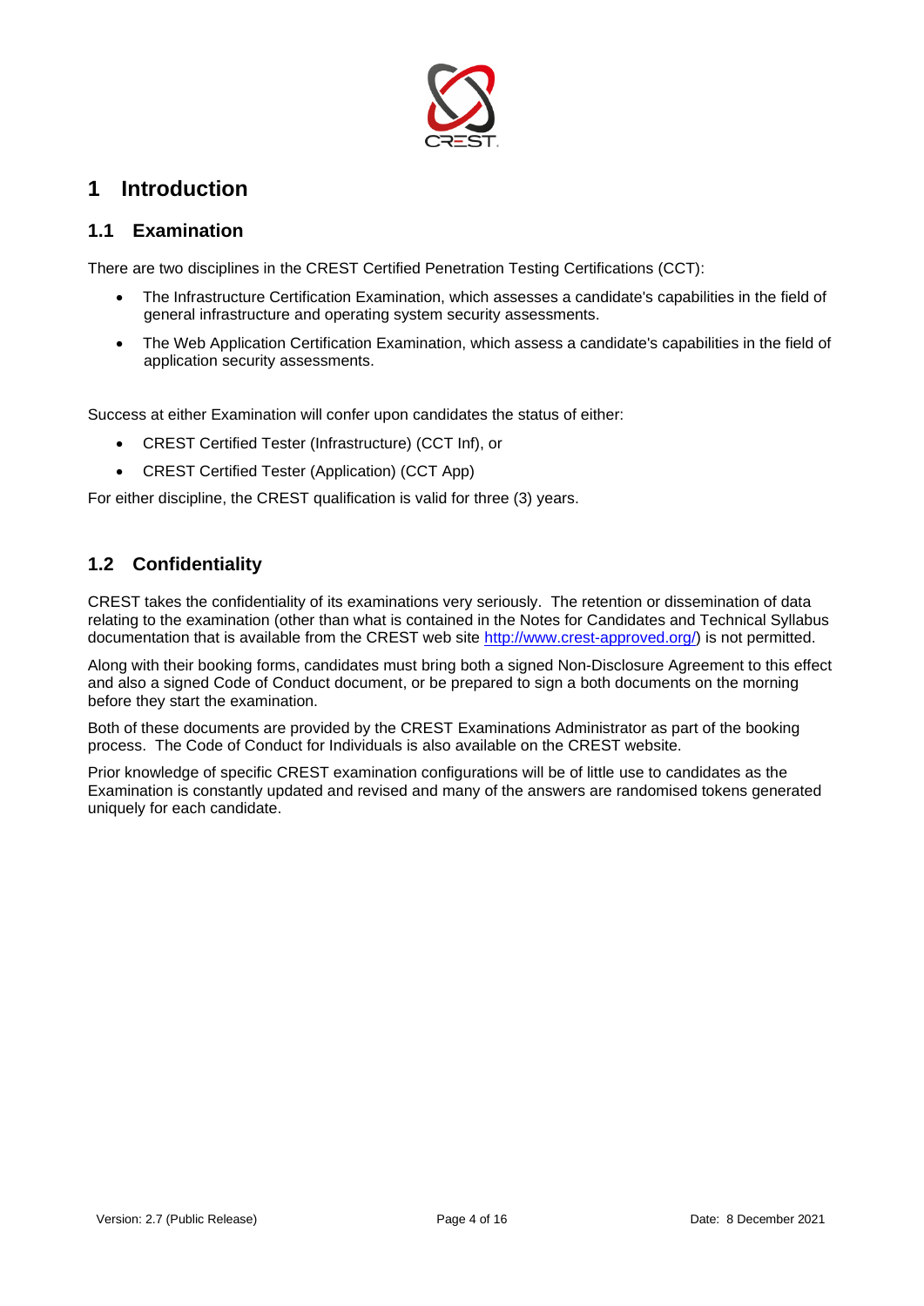# 1 Introduction

## 1.1 Examination

There are two disciplines in the CREST Certified Penetration Testing Certifications (CCT):

- The Infrastructure Certification Examination, which assesses a candidate's capabilities in the field of general infrastructure and operating system security assessments.
- The Web Application Certification Examination, which assess a candidate's capabilities in the field of application security assessments.

Success at either Examination will confer upon candidates the status of either:

- CREST Certified Tester (Infrastructure) (CCT Inf), or
- CREST Certified Tester (Application) (CCT App)

For either discipline, the CREST qualification is valid for three (3) years.

## 1.2 Confidentiality

CREST takes the confidentiality of its examinations very seriously. The retention or dissemination of data relating to the examination (other than what is contained in the Notes for Candidates and Technical Syllabus documentation that is available from the CREST web site http://www.crest-approved.org/) is not permitted.

Along with their booking forms, candidates must bring both a signed Non-Disclosure Agreement to this effect and also a signed Code of Conduct document, or be prepared to sign a both documents on the morning before they start the examination.

Both of these documents are provided by the CREST Examinations Administrator as part of the booking process. The Code of Conduct for Individuals is also available on the CREST website.

Prior knowledge of specific CREST examination configurations will be of little use to candidates as the Examination is constantly updated and revised and many of the answers are randomised tokens generated uniquely for each candidate.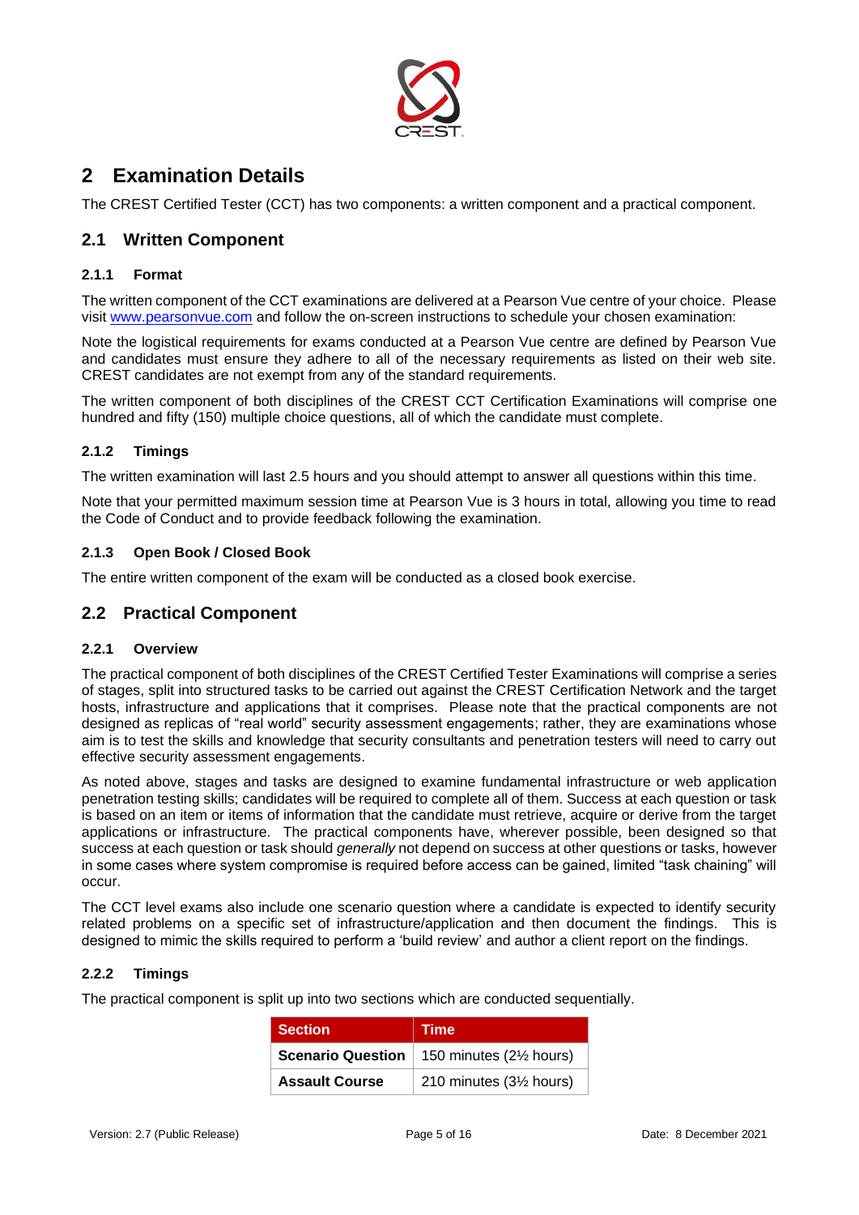# 2 Examination Details

The CREST Certified Tester (CCT) has two components: a written component and a practical component.

## 2.1 Written Component

### 2.1.1 Format

The written component of the CCT examinations are delivered at a Pearson Vue centre of your choice. Please visit www.pearsonvue.com and follow the on-screen instructions to schedule your chosen examination:

Note the logistical requirements for exams conducted at a Pearson Vue centre are defined by Pearson Vue and candidates must ensure they adhere to all of the necessary requirements as listed on their web site. CREST candidates are not exempt from any of the standard requirements.

The written component of both disciplines of the CREST CCT Certification Examinations will comprise one hundred and fifty (150) multiple choice questions, all of which the candidate must complete.

### 2.1.2 Timings

The written examination will last 2.5 hours and you should attempt to answer all questions within this time.

Note that your permitted maximum session time at Pearson Vue is 3 hours in total, allowing you time to read the Code of Conduct and to provide feedback following the examination.

### 2.1.3 Open Book / Closed Book

The entire written component of the exam will be conducted as a closed book exercise.

## 2.2 Practical Component

### 2.2.1 Overview

The practical component of both disciplines of the CREST Certified Tester Examinations will comprise a series of stages, split into structured tasks to be carried out against the CREST Certification Network and the target hosts, infrastructure and applications that it comprises. Please note that the practical components are not designed as replicas of "real world" security assessment engagements; rather, they are examinations whose aim is to test the skills and knowledge that security consultants and penetration testers will need to carry out effective security assessment engagements.

As noted above, stages and tasks are designed to examine fundamental infrastructure or web application penetration testing skills; candidates will be required to complete all of them. Success at each question or task is based on an item or items of information that the candidate must retrieve, acquire or derive from the target applications or infrastructure. The practical components have, wherever possible, been designed so that success at each question or task should *generally* not depend on success at other questions or tasks, however in some cases where system compromise is required before access can be gained, limited "task chaining" will occur.

The CCT level exams also include one scenario question where a candidate is expected to identify security related problems on a specific set of infrastructure/application and then document the findings. This is designed to mimic the skills required to perform a 'build review' and author a client report on the findings.

### 2.2.2 Timings

The practical component is split up into two sections which are conducted sequentially.

| Section | Time |
|---|---|
| **Scenario Question** | 150 minutes (2½ hours) |
| **Assault Course** | 210 minutes (3½ hours) |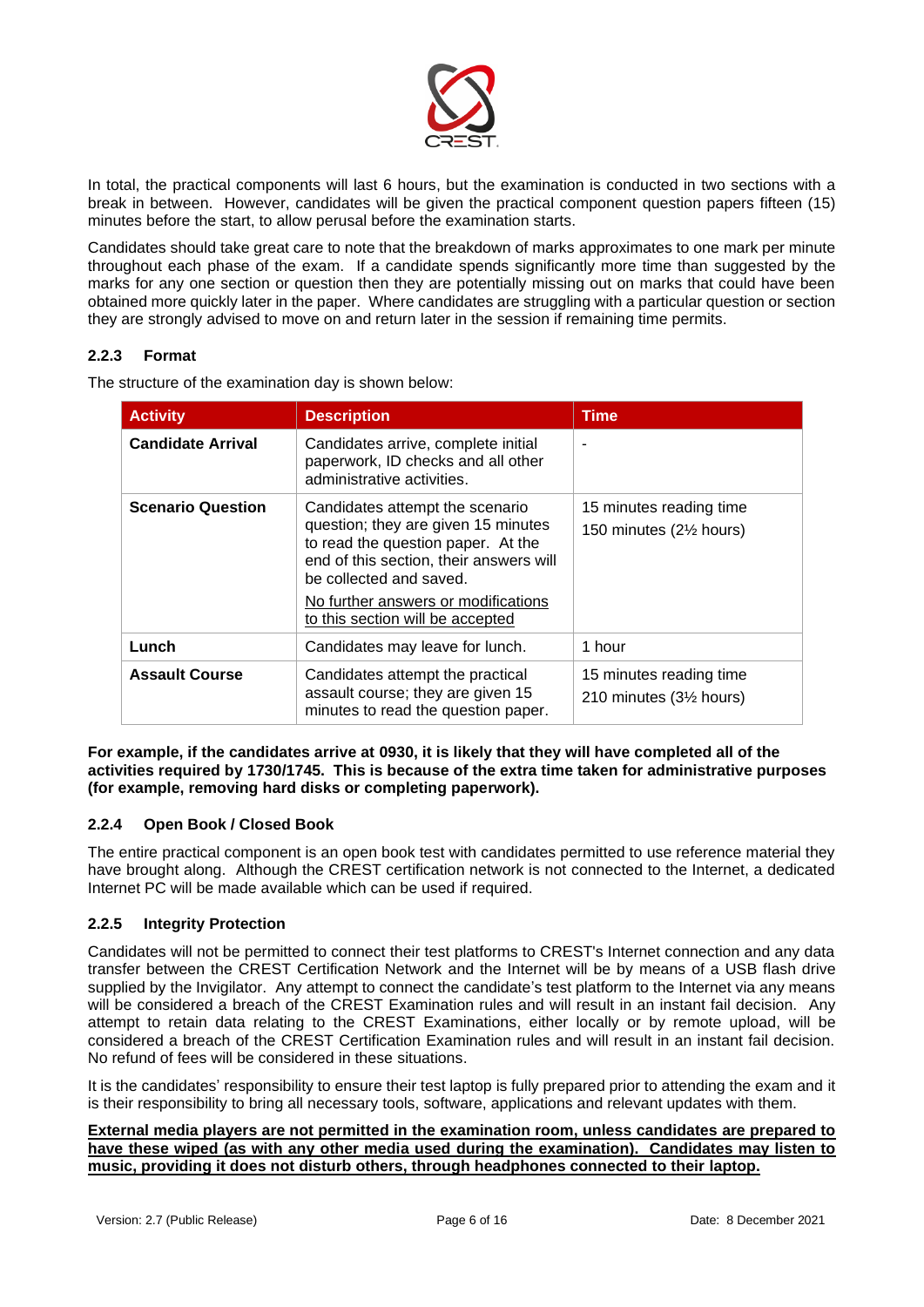In total, the practical components will last 6 hours, but the examination is conducted in two sections with a break in between. However, candidates will be given the practical component question papers fifteen (15) minutes before the start, to allow perusal before the examination starts.

Candidates should take great care to note that the breakdown of marks approximates to one mark per minute throughout each phase of the exam. If a candidate spends significantly more time than suggested by the marks for any one section or question then they are potentially missing out on marks that could have been obtained more quickly later in the paper. Where candidates are struggling with a particular question or section they are strongly advised to move on and return later in the session if remaining time permits.

### 2.2.3 Format

The structure of the examination day is shown below:

| Activity | Description | Time |
|---|---|---|
| **Candidate Arrival** | Candidates arrive, complete initial paperwork, ID checks and all other administrative activities. | - |
| **Scenario Question** | Candidates attempt the scenario question; they are given 15 minutes to read the question paper. At the end of this section, their answers will be collected and saved.<br><br><u>No further answers or modifications to this section will be accepted</u> | 15 minutes reading time<br><br>150 minutes (2½ hours) |
| **Lunch** | Candidates may leave for lunch. | 1 hour |
| **Assault Course** | Candidates attempt the practical assault course; they are given 15 minutes to read the question paper. | 15 minutes reading time<br><br>210 minutes (3½ hours) |

**For example, if the candidates arrive at 0930, it is likely that they will have completed all of the activities required by 1730/1745. This is because of the extra time taken for administrative purposes (for example, removing hard disks or completing paperwork).**

### 2.2.4 Open Book / Closed Book

The entire practical component is an open book test with candidates permitted to use reference material they have brought along. Although the CREST certification network is not connected to the Internet, a dedicated Internet PC will be made available which can be used if required.

### 2.2.5 Integrity Protection

Candidates will not be permitted to connect their test platforms to CREST's Internet connection and any data transfer between the CREST Certification Network and the Internet will be by means of a USB flash drive supplied by the Invigilator. Any attempt to connect the candidate's test platform to the Internet via any means will be considered a breach of the CREST Examination rules and will result in an instant fail decision. Any attempt to retain data relating to the CREST Examinations, either locally or by remote upload, will be considered a breach of the CREST Certification Examination rules and will result in an instant fail decision. No refund of fees will be considered in these situations.

It is the candidates' responsibility to ensure their test laptop is fully prepared prior to attending the exam and it is their responsibility to bring all necessary tools, software, applications and relevant updates with them.

**<u>External media players are not permitted in the examination room, unless candidates are prepared to have these wiped (as with any other media used during the examination). Candidates may listen to music, providing it does not disturb others, through headphones connected to their laptop.</u>**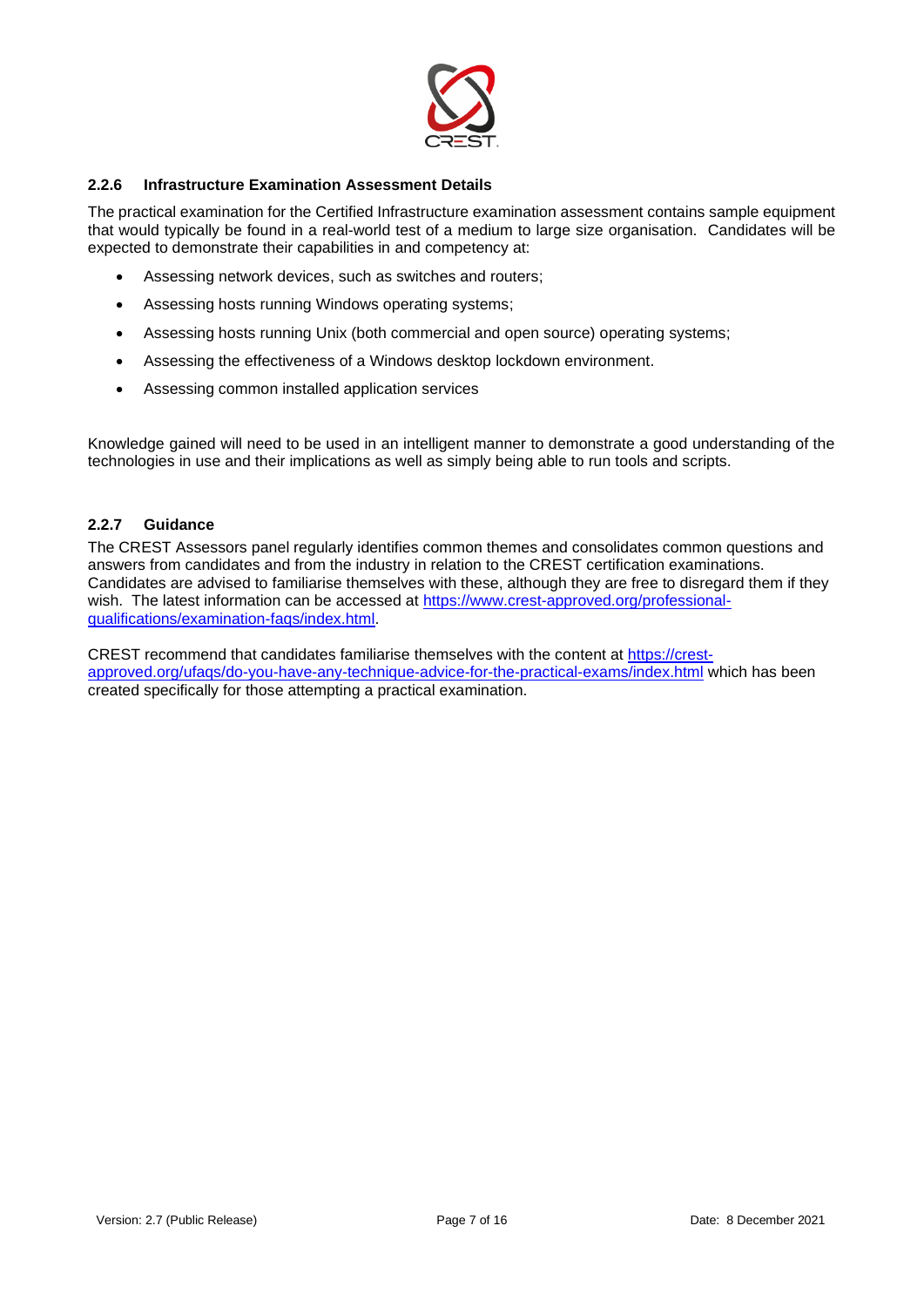### 2.2.6 Infrastructure Examination Assessment Details

The practical examination for the Certified Infrastructure examination assessment contains sample equipment that would typically be found in a real-world test of a medium to large size organisation. Candidates will be expected to demonstrate their capabilities in and competency at:

- Assessing network devices, such as switches and routers;
- Assessing hosts running Windows operating systems;
- Assessing hosts running Unix (both commercial and open source) operating systems;
- Assessing the effectiveness of a Windows desktop lockdown environment.
- Assessing common installed application services

Knowledge gained will need to be used in an intelligent manner to demonstrate a good understanding of the technologies in use and their implications as well as simply being able to run tools and scripts.

### 2.2.7 Guidance

The CREST Assessors panel regularly identifies common themes and consolidates common questions and answers from candidates and from the industry in relation to the CREST certification examinations. Candidates are advised to familiarise themselves with these, although they are free to disregard them if they wish. The latest information can be accessed at [https://www.crest-approved.org/professional-qualifications/examination-faqs/index.html](https://www.crest-approved.org/professional-qualifications/examination-faqs/index.html).

CREST recommend that candidates familiarise themselves with the content at [https://crest-approved.org/ufaqs/do-you-have-any-technique-advice-for-the-practical-exams/index.html](https://crest-approved.org/ufaqs/do-you-have-any-technique-advice-for-the-practical-exams/index.html) which has been created specifically for those attempting a practical examination.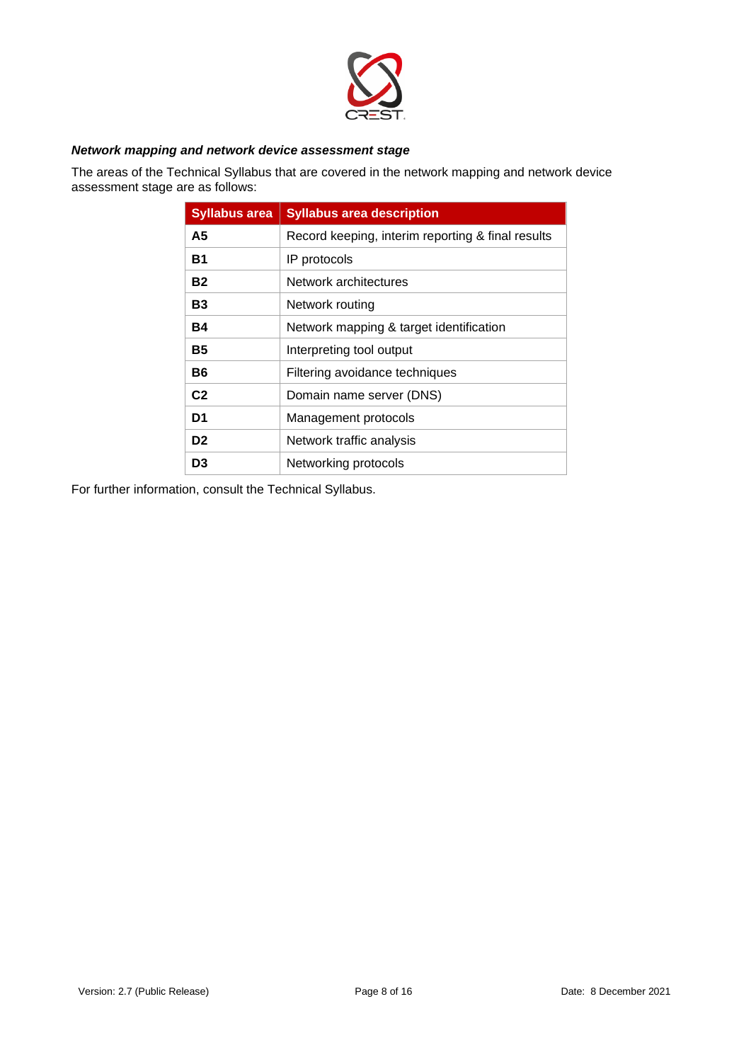***Network mapping and network device assessment stage***

The areas of the Technical Syllabus that are covered in the network mapping and network device assessment stage are as follows:

| Syllabus area | Syllabus area description |
|---|---|
| **A5** | Record keeping, interim reporting & final results |
| **B1** | IP protocols |
| **B2** | Network architectures |
| **B3** | Network routing |
| **B4** | Network mapping & target identification |
| **B5** | Interpreting tool output |
| **B6** | Filtering avoidance techniques |
| **C2** | Domain name server (DNS) |
| **D1** | Management protocols |
| **D2** | Network traffic analysis |
| **D3** | Networking protocols |

For further information, consult the Technical Syllabus.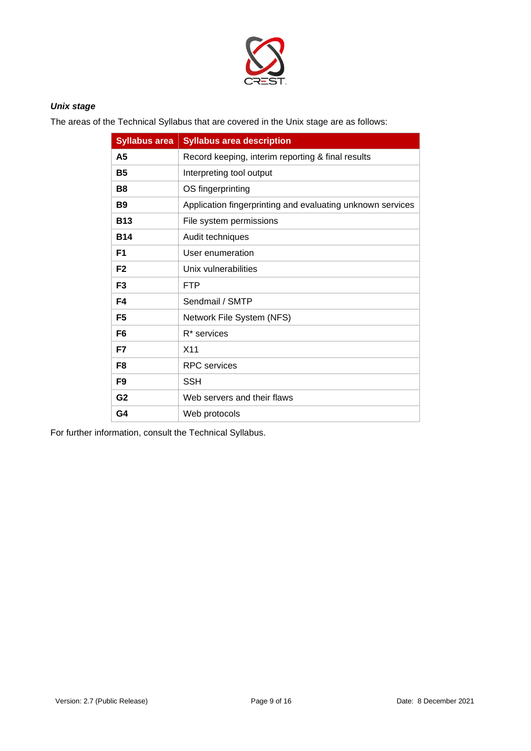***Unix stage***

The areas of the Technical Syllabus that are covered in the Unix stage are as follows:

| Syllabus area | Syllabus area description |
|---|---|
| **A5** | Record keeping, interim reporting & final results |
| **B5** | Interpreting tool output |
| **B8** | OS fingerprinting |
| **B9** | Application fingerprinting and evaluating unknown services |
| **B13** | File system permissions |
| **B14** | Audit techniques |
| **F1** | User enumeration |
| **F2** | Unix vulnerabilities |
| **F3** | FTP |
| **F4** | Sendmail / SMTP |
| **F5** | Network File System (NFS) |
| **F6** | R* services |
| **F7** | X11 |
| **F8** | RPC services |
| **F9** | SSH |
| **G2** | Web servers and their flaws |
| **G4** | Web protocols |

For further information, consult the Technical Syllabus.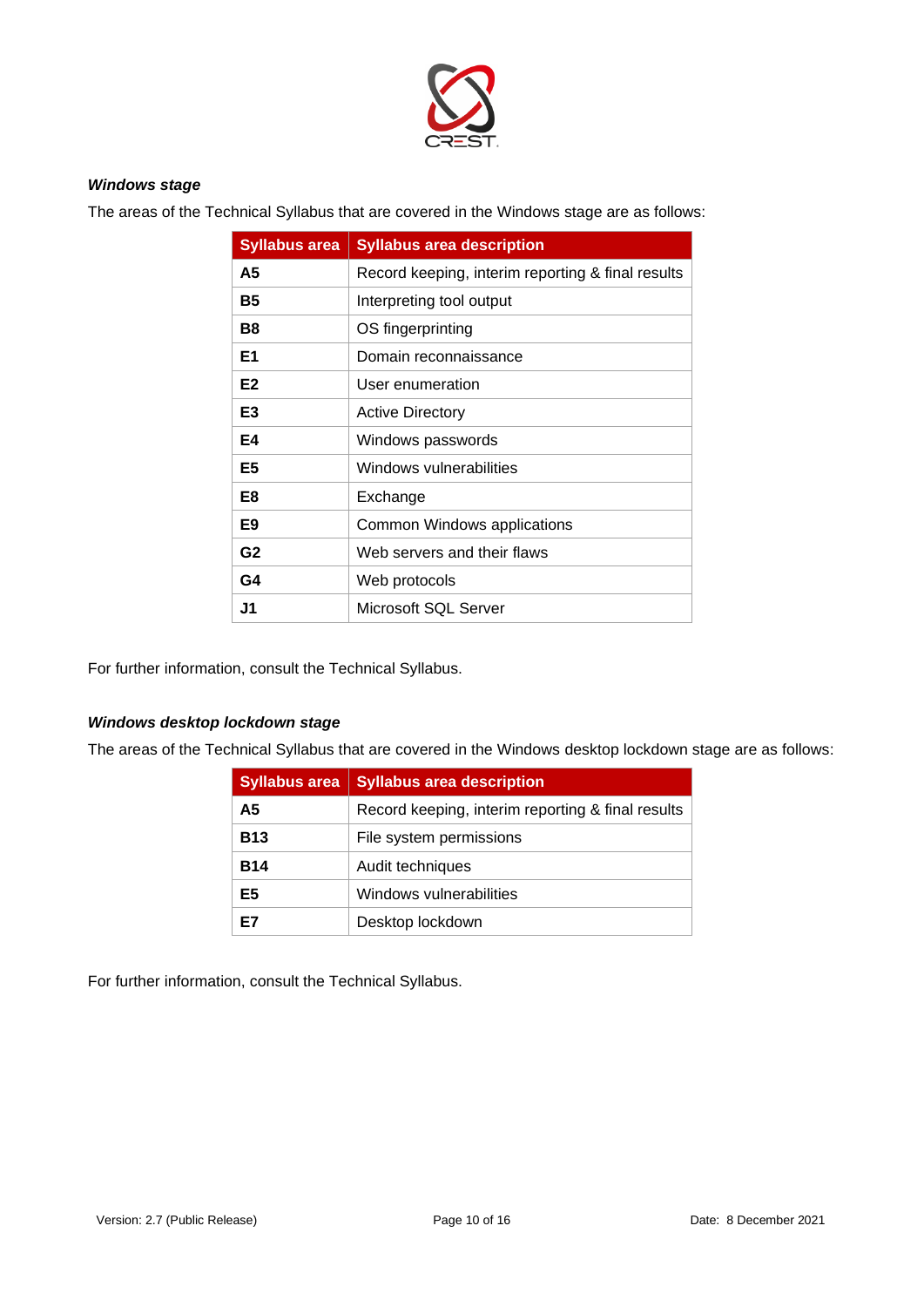***Windows stage***

The areas of the Technical Syllabus that are covered in the Windows stage are as follows:

| Syllabus area | Syllabus area description |
|---|---|
| **A5** | Record keeping, interim reporting & final results |
| **B5** | Interpreting tool output |
| **B8** | OS fingerprinting |
| **E1** | Domain reconnaissance |
| **E2** | User enumeration |
| **E3** | Active Directory |
| **E4** | Windows passwords |
| **E5** | Windows vulnerabilities |
| **E8** | Exchange |
| **E9** | Common Windows applications |
| **G2** | Web servers and their flaws |
| **G4** | Web protocols |
| **J1** | Microsoft SQL Server |

For further information, consult the Technical Syllabus.

***Windows desktop lockdown stage***

The areas of the Technical Syllabus that are covered in the Windows desktop lockdown stage are as follows:

| Syllabus area | Syllabus area description |
|---|---|
| **A5** | Record keeping, interim reporting & final results |
| **B13** | File system permissions |
| **B14** | Audit techniques |
| **E5** | Windows vulnerabilities |
| **E7** | Desktop lockdown |

For further information, consult the Technical Syllabus.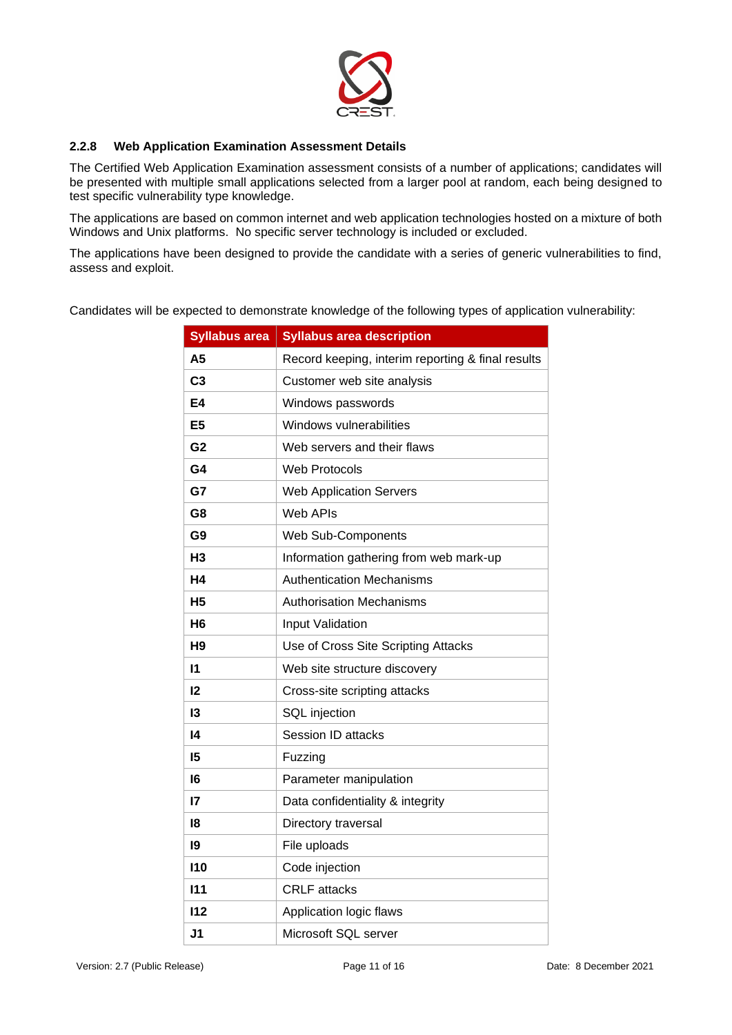### 2.2.8 Web Application Examination Assessment Details

The Certified Web Application Examination assessment consists of a number of applications; candidates will be presented with multiple small applications selected from a larger pool at random, each being designed to test specific vulnerability type knowledge.

The applications are based on common internet and web application technologies hosted on a mixture of both Windows and Unix platforms. No specific server technology is included or excluded.

The applications have been designed to provide the candidate with a series of generic vulnerabilities to find, assess and exploit.

Candidates will be expected to demonstrate knowledge of the following types of application vulnerability:

| Syllabus area | Syllabus area description |
|---|---|
| **A5** | Record keeping, interim reporting & final results |
| **C3** | Customer web site analysis |
| **E4** | Windows passwords |
| **E5** | Windows vulnerabilities |
| **G2** | Web servers and their flaws |
| **G4** | Web Protocols |
| **G7** | Web Application Servers |
| **G8** | Web APIs |
| **G9** | Web Sub-Components |
| **H3** | Information gathering from web mark-up |
| **H4** | Authentication Mechanisms |
| **H5** | Authorisation Mechanisms |
| **H6** | Input Validation |
| **H9** | Use of Cross Site Scripting Attacks |
| **I1** | Web site structure discovery |
| **I2** | Cross-site scripting attacks |
| **I3** | SQL injection |
| **I4** | Session ID attacks |
| **I5** | Fuzzing |
| **I6** | Parameter manipulation |
| **I7** | Data confidentiality & integrity |
| **I8** | Directory traversal |
| **I9** | File uploads |
| **I10** | Code injection |
| **I11** | CRLF attacks |
| **I12** | Application logic flaws |
| **J1** | Microsoft SQL server |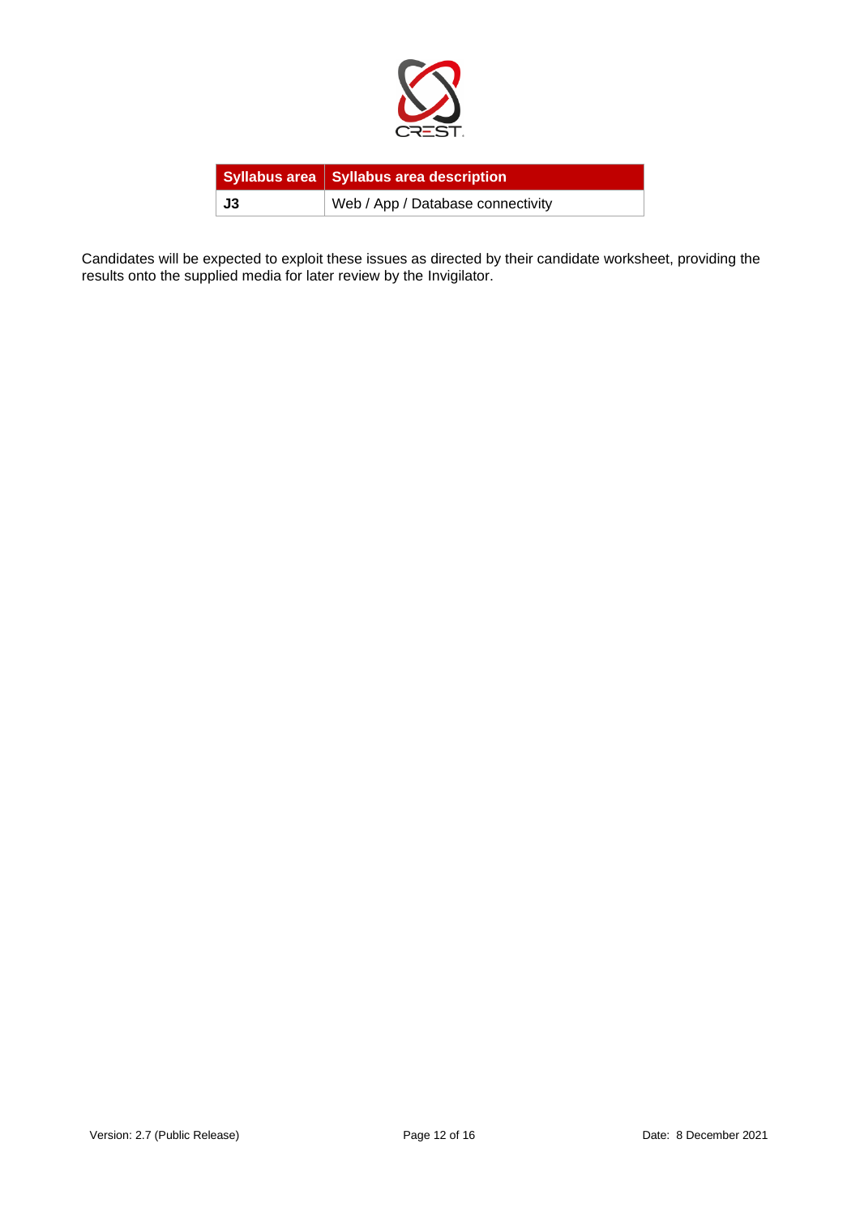| Syllabus area | Syllabus area description |
| --- | --- |
| **J3** | Web / App / Database connectivity |

Candidates will be expected to exploit these issues as directed by their candidate worksheet, providing the results onto the supplied media for later review by the Invigilator.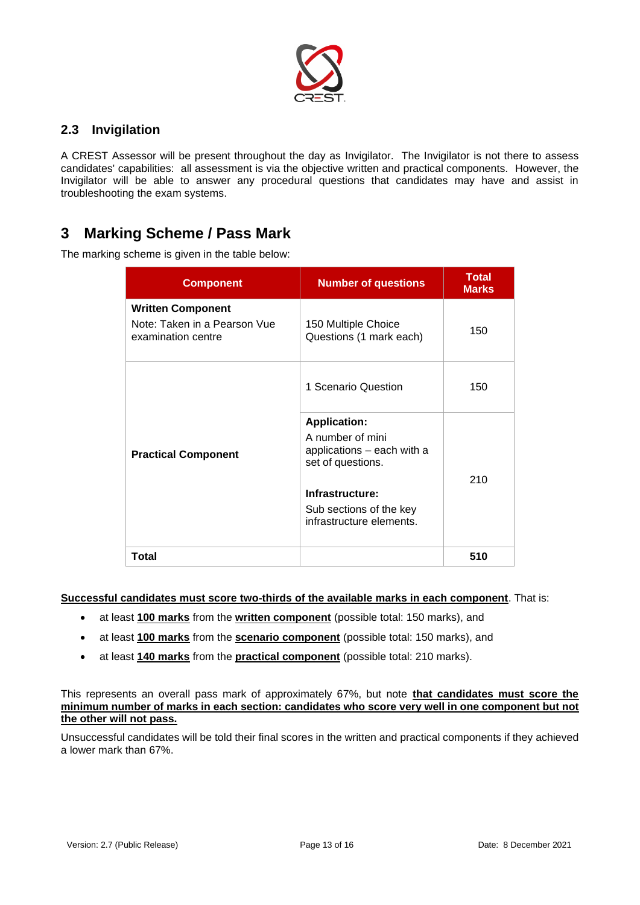## 2.3 Invigilation

A CREST Assessor will be present throughout the day as Invigilator. The Invigilator is not there to assess candidates' capabilities: all assessment is via the objective written and practical components. However, the Invigilator will be able to answer any procedural questions that candidates may have and assist in troubleshooting the exam systems.

# 3 Marking Scheme / Pass Mark

The marking scheme is given in the table below:

| Component | Number of questions | Total Marks |
|---|---|---|
| **Written Component**<br>Note: Taken in a Pearson Vue examination centre | 150 Multiple Choice Questions (1 mark each) | 150 |
| **Practical Component** | 1 Scenario Question | 150 |
| | **Application:**<br>A number of mini applications – each with a set of questions.<br><br>**Infrastructure:**<br>Sub sections of the key infrastructure elements. | 210 |
| **Total** | | **510** |

**Successful candidates must score two-thirds of the available marks in each component**. That is:

- at least **100 marks** from the **written component** (possible total: 150 marks), and
- at least **100 marks** from the **scenario component** (possible total: 150 marks), and
- at least **140 marks** from the **practical component** (possible total: 210 marks).

This represents an overall pass mark of approximately 67%, but note **that candidates must score the minimum number of marks in each section: candidates who score very well in one component but not the other will not pass.**

Unsuccessful candidates will be told their final scores in the written and practical components if they achieved a lower mark than 67%.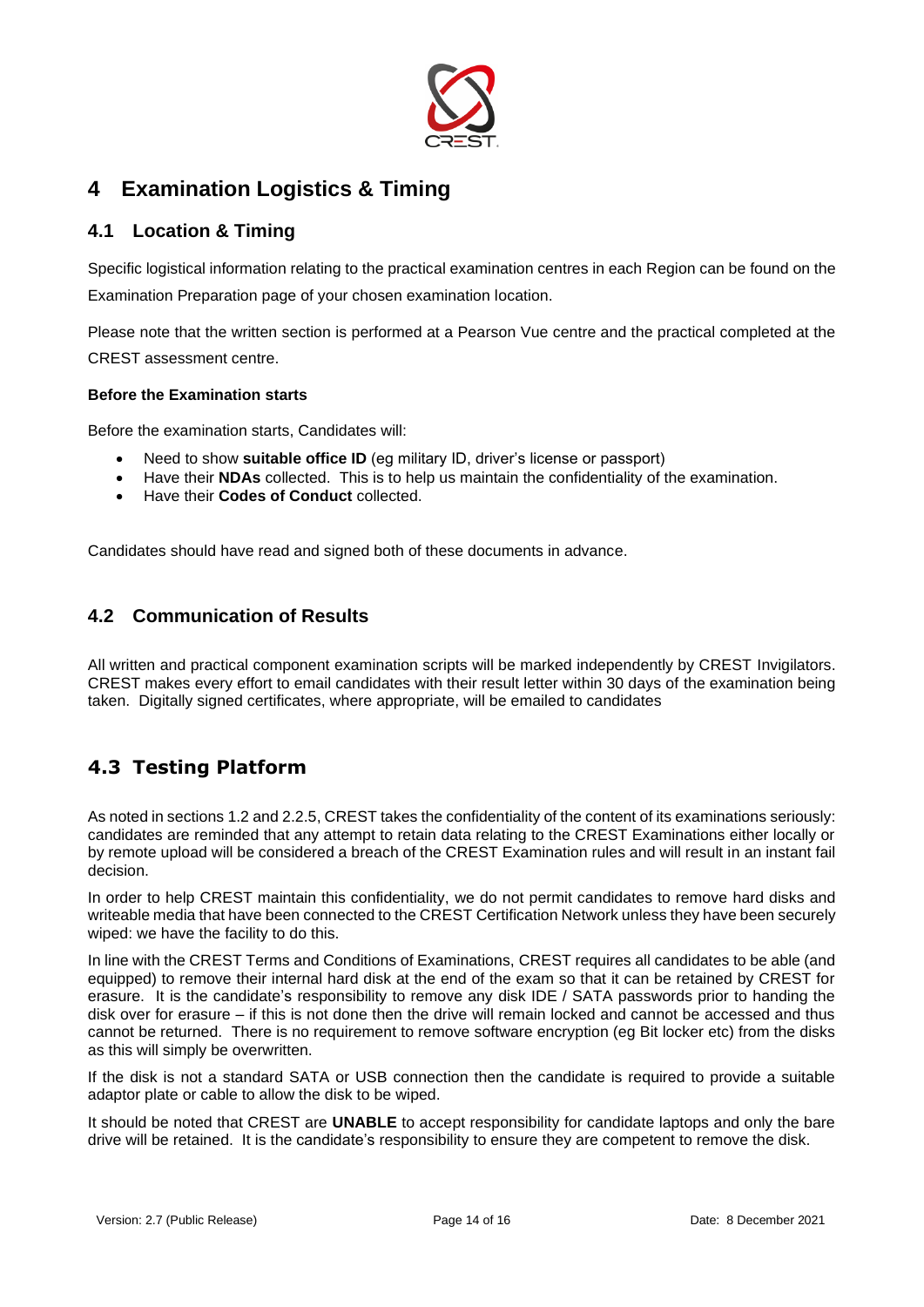# 4 Examination Logistics & Timing

## 4.1 Location & Timing

Specific logistical information relating to the practical examination centres in each Region can be found on the Examination Preparation page of your chosen examination location.

Please note that the written section is performed at a Pearson Vue centre and the practical completed at the CREST assessment centre.

**Before the Examination starts**

Before the examination starts, Candidates will:

- Need to show **suitable office ID** (eg military ID, driver's license or passport)
- Have their **NDAs** collected. This is to help us maintain the confidentiality of the examination.
- Have their **Codes of Conduct** collected.

Candidates should have read and signed both of these documents in advance.

## 4.2 Communication of Results

All written and practical component examination scripts will be marked independently by CREST Invigilators. CREST makes every effort to email candidates with their result letter within 30 days of the examination being taken. Digitally signed certificates, where appropriate, will be emailed to candidates

## 4.3 Testing Platform

As noted in sections 1.2 and 2.2.5, CREST takes the confidentiality of the content of its examinations seriously: candidates are reminded that any attempt to retain data relating to the CREST Examinations either locally or by remote upload will be considered a breach of the CREST Examination rules and will result in an instant fail decision.

In order to help CREST maintain this confidentiality, we do not permit candidates to remove hard disks and writeable media that have been connected to the CREST Certification Network unless they have been securely wiped: we have the facility to do this.

In line with the CREST Terms and Conditions of Examinations, CREST requires all candidates to be able (and equipped) to remove their internal hard disk at the end of the exam so that it can be retained by CREST for erasure. It is the candidate's responsibility to remove any disk IDE / SATA passwords prior to handing the disk over for erasure – if this is not done then the drive will remain locked and cannot be accessed and thus cannot be returned. There is no requirement to remove software encryption (eg Bit locker etc) from the disks as this will simply be overwritten.

If the disk is not a standard SATA or USB connection then the candidate is required to provide a suitable adaptor plate or cable to allow the disk to be wiped.

It should be noted that CREST are **UNABLE** to accept responsibility for candidate laptops and only the bare drive will be retained. It is the candidate's responsibility to ensure they are competent to remove the disk.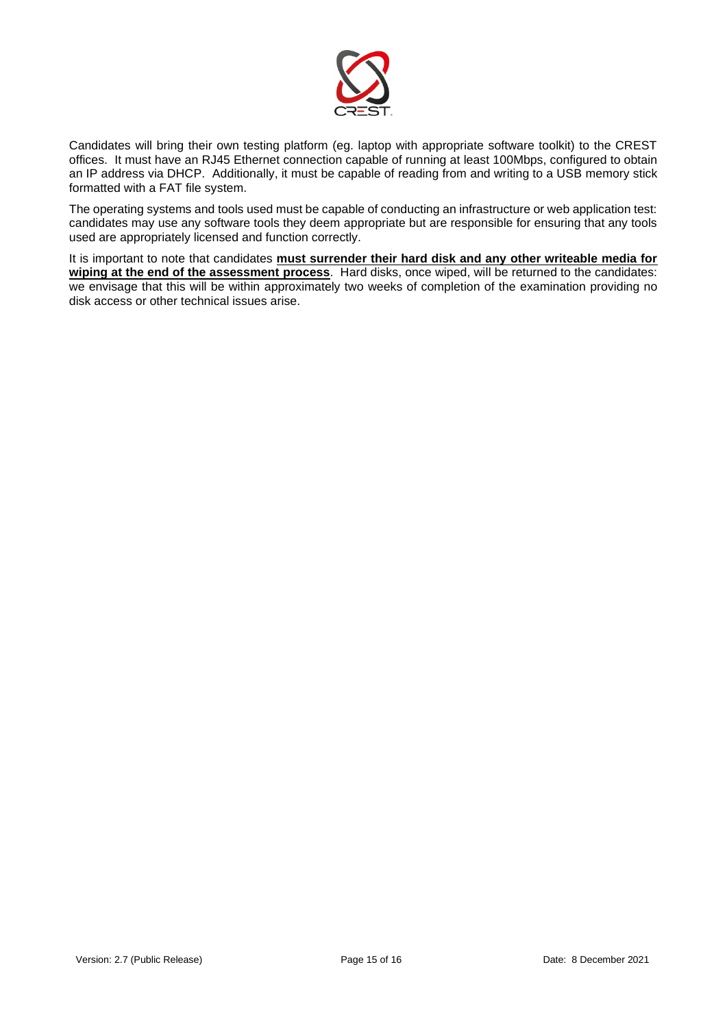Candidates will bring their own testing platform (eg. laptop with appropriate software toolkit) to the CREST offices. It must have an RJ45 Ethernet connection capable of running at least 100Mbps, configured to obtain an IP address via DHCP. Additionally, it must be capable of reading from and writing to a USB memory stick formatted with a FAT file system.

The operating systems and tools used must be capable of conducting an infrastructure or web application test: candidates may use any software tools they deem appropriate but are responsible for ensuring that any tools used are appropriately licensed and function correctly.

It is important to note that candidates **must surrender their hard disk and any other writeable media for wiping at the end of the assessment process**. Hard disks, once wiped, will be returned to the candidates: we envisage that this will be within approximately two weeks of completion of the examination providing no disk access or other technical issues arise.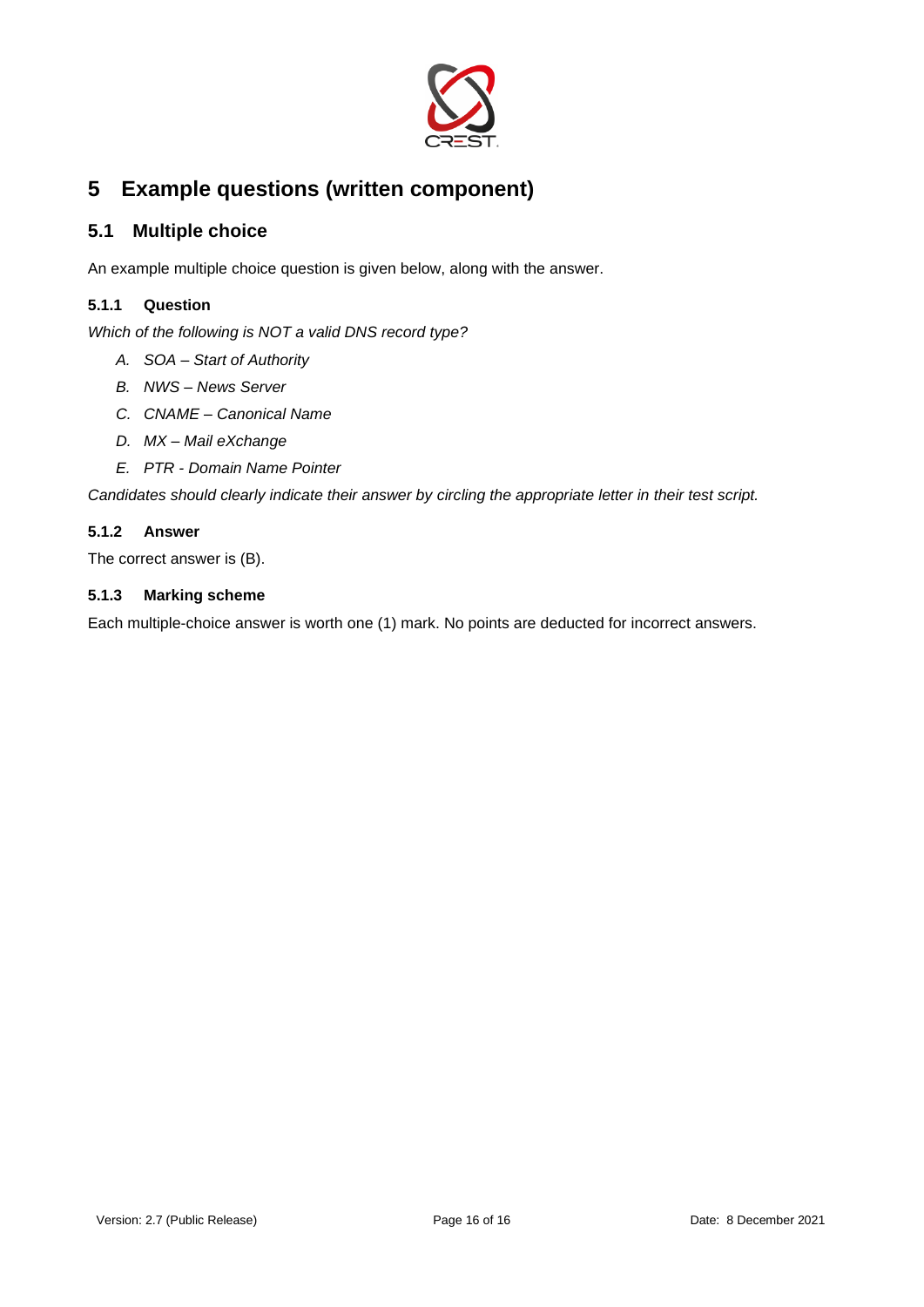# 5 Example questions (written component)

## 5.1 Multiple choice

An example multiple choice question is given below, along with the answer.

### 5.1.1 Question

*Which of the following is NOT a valid DNS record type?*

*A. SOA – Start of Authority*

*B. NWS – News Server*

*C. CNAME – Canonical Name*

*D. MX – Mail eXchange*

*E. PTR - Domain Name Pointer*

*Candidates should clearly indicate their answer by circling the appropriate letter in their test script.*

### 5.1.2 Answer

The correct answer is (B).

### 5.1.3 Marking scheme

Each multiple-choice answer is worth one (1) mark. No points are deducted for incorrect answers.